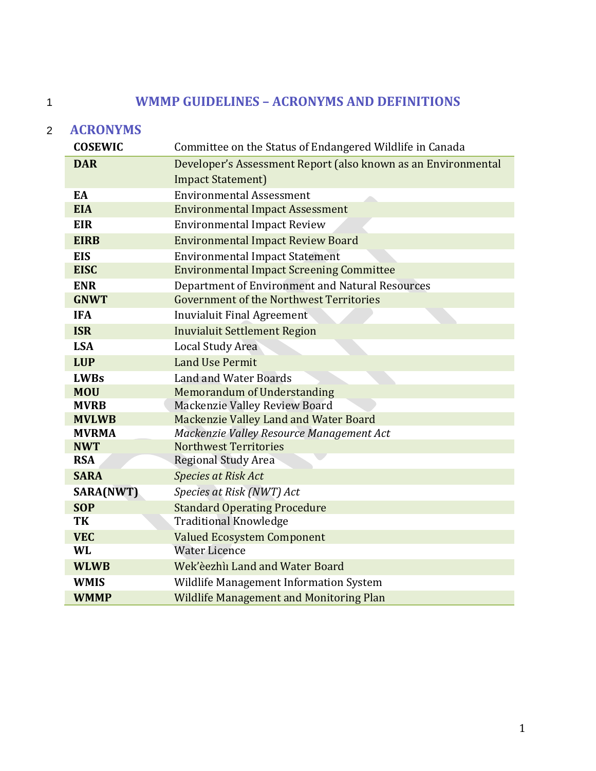# WMMP GUIDELINES – ACRONYMS AND DEFINITIONS

## ACRONYMS

| | |
|---|---|
| **COSEWIC** | Committee on the Status of Endangered Wildlife in Canada |
| **DAR** | Developer's Assessment Report (also known as an Environmental Impact Statement) |
| **EA** | Environmental Assessment |
| **EIA** | Environmental Impact Assessment |
| **EIR** | Environmental Impact Review |
| **EIRB** | Environmental Impact Review Board |
| **EIS** | Environmental Impact Statement |
| **EISC** | Environmental Impact Screening Committee |
| **ENR** | Department of Environment and Natural Resources |
| **GNWT** | Government of the Northwest Territories |
| **IFA** | Inuvialuit Final Agreement |
| **ISR** | Inuvialuit Settlement Region |
| **LSA** | Local Study Area |
| **LUP** | Land Use Permit |
| **LWBs** | Land and Water Boards |
| **MOU** | Memorandum of Understanding |
| **MVRB** | Mackenzie Valley Review Board |
| **MVLWB** | Mackenzie Valley Land and Water Board |
| **MVRMA** | *Mackenzie Valley Resource Management Act* |
| **NWT** | Northwest Territories |
| **RSA** | Regional Study Area |
| **SARA** | *Species at Risk Act* |
| **SARA(NWT)** | *Species at Risk (NWT) Act* |
| **SOP** | Standard Operating Procedure |
| **TK** | Traditional Knowledge |
| **VEC** | Valued Ecosystem Component |
| **WL** | Water Licence |
| **WLWB** | Wek'èezhìı Land and Water Board |
| **WMIS** | Wildlife Management Information System |
| **WMMP** | Wildlife Management and Monitoring Plan |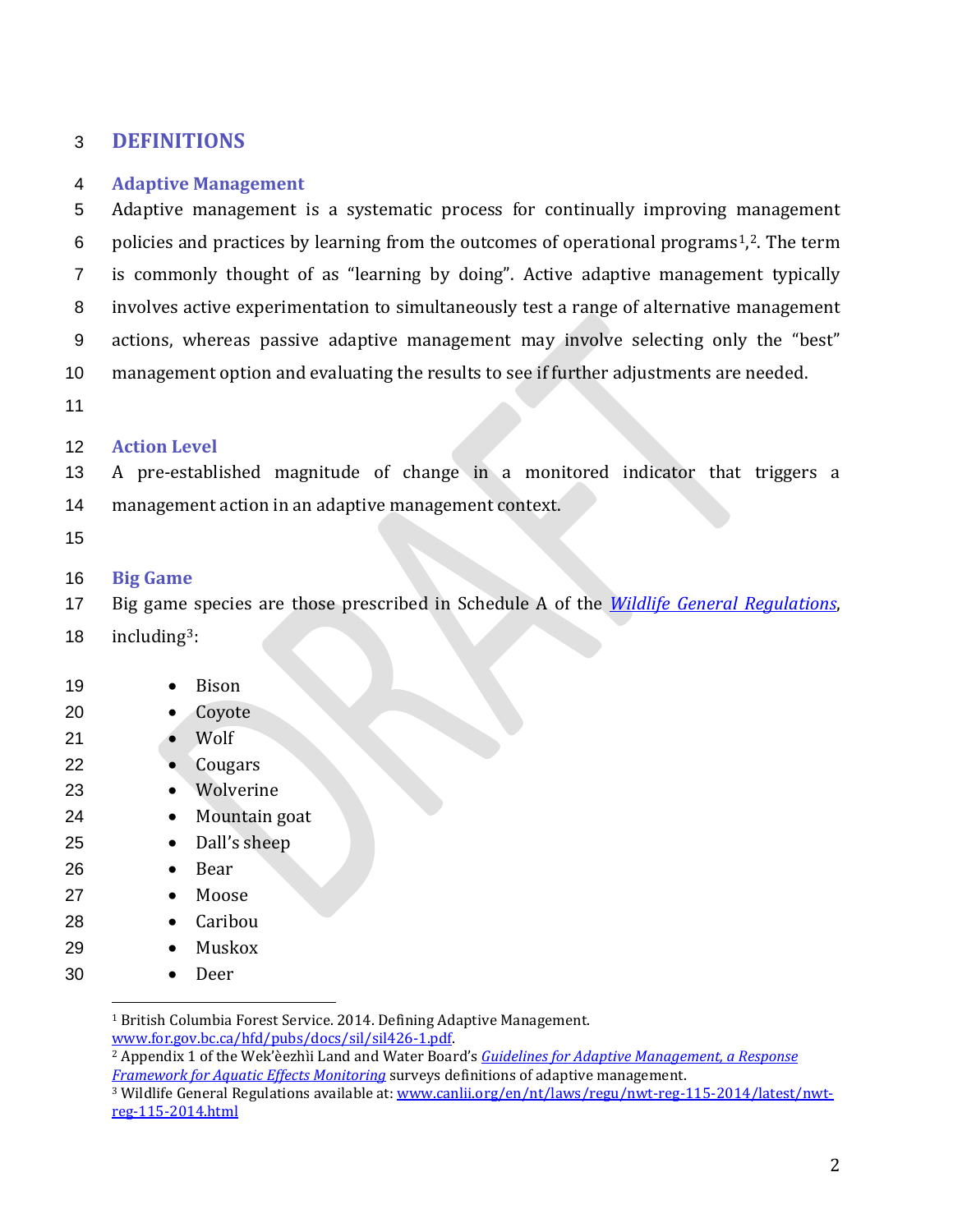# DEFINITIONS

## Adaptive Management

Adaptive management is a systematic process for continually improving management policies and practices by learning from the outcomes of operational programs[1],[2]. The term is commonly thought of as "learning by doing". Active adaptive management typically involves active experimentation to simultaneously test a range of alternative management actions, whereas passive adaptive management may involve selecting only the "best" management option and evaluating the results to see if further adjustments are needed.

## Action Level

A pre-established magnitude of change in a monitored indicator that triggers a management action in an adaptive management context.

## Big Game

Big game species are those prescribed in Schedule A of the *Wildlife General Regulations*, including[3]:

- Bison
- Coyote
- Wolf
- Cougars
- Wolverine
- Mountain goat
- Dall's sheep
- Bear
- Moose
- Caribou
- Muskox
- Deer

---

[1] British Columbia Forest Service. 2014. Defining Adaptive Management. www.for.gov.bc.ca/hfd/pubs/docs/sil/sil426-1.pdf.

[2] Appendix 1 of the Wek'èezhìi Land and Water Board's *Guidelines for Adaptive Management, a Response Framework for Aquatic Effects Monitoring* surveys definitions of adaptive management.

[3] Wildlife General Regulations available at: www.canlii.org/en/nt/laws/regu/nwt-reg-115-2014/latest/nwt-reg-115-2014.html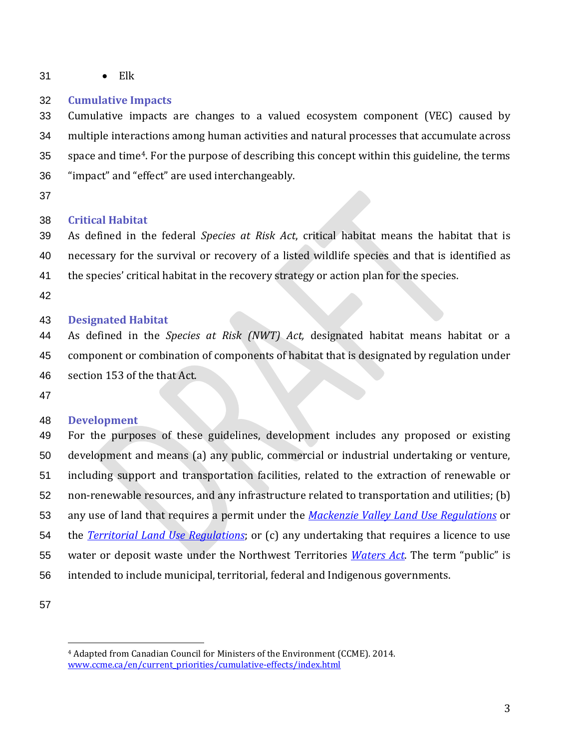- Elk

## Cumulative Impacts

Cumulative impacts are changes to a valued ecosystem component (VEC) caused by multiple interactions among human activities and natural processes that accumulate across space and time[4]. For the purpose of describing this concept within this guideline, the terms "impact" and "effect" are used interchangeably.

## Critical Habitat

As defined in the federal *Species at Risk Act*, critical habitat means the habitat that is necessary for the survival or recovery of a listed wildlife species and that is identified as the species' critical habitat in the recovery strategy or action plan for the species.

## Designated Habitat

As defined in the *Species at Risk (NWT) Act,* designated habitat means habitat or a component or combination of components of habitat that is designated by regulation under section 153 of the that Act.

## Development

For the purposes of these guidelines, development includes any proposed or existing development and means (a) any public, commercial or industrial undertaking or venture, including support and transportation facilities, related to the extraction of renewable or non-renewable resources, and any infrastructure related to transportation and utilities; (b) any use of land that requires a permit under the *Mackenzie Valley Land Use Regulations* or the *Territorial Land Use Regulations*; or (c) any undertaking that requires a licence to use water or deposit waste under the Northwest Territories *Waters Act*. The term "public" is intended to include municipal, territorial, federal and Indigenous governments.

---

[4] Adapted from Canadian Council for Ministers of the Environment (CCME). 2014. www.ccme.ca/en/current_priorities/cumulative-effects/index.html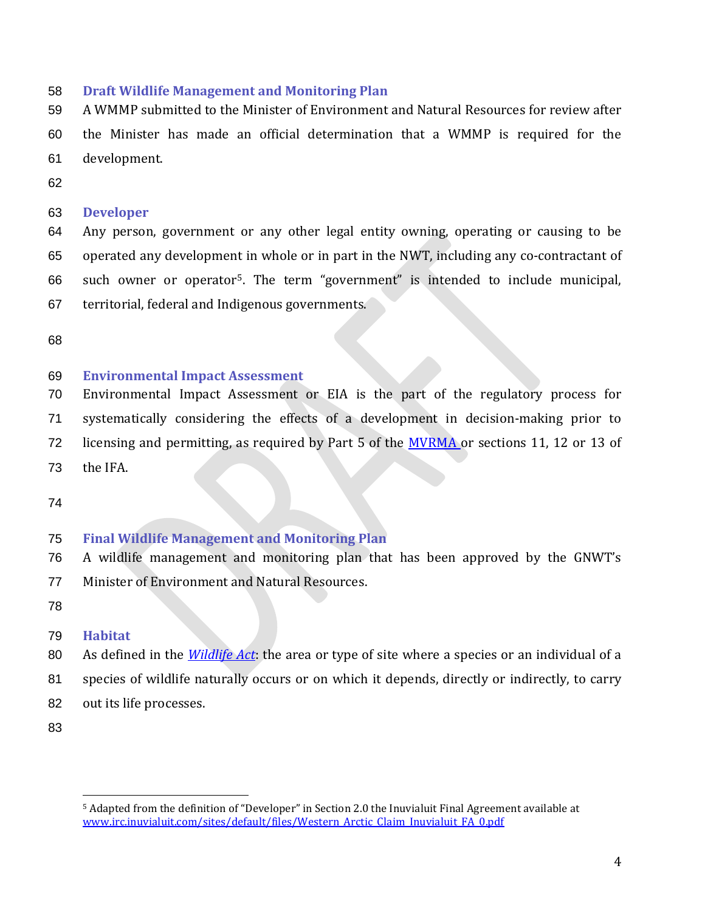### Draft Wildlife Management and Monitoring Plan

A WMMP submitted to the Minister of Environment and Natural Resources for review after the Minister has made an official determination that a WMMP is required for the development.

### Developer

Any person, government or any other legal entity owning, operating or causing to be operated any development in whole or in part in the NWT, including any co-contractant of such owner or operator[5]. The term "government" is intended to include municipal, territorial, federal and Indigenous governments.

### Environmental Impact Assessment

Environmental Impact Assessment or EIA is the part of the regulatory process for systematically considering the effects of a development in decision-making prior to licensing and permitting, as required by Part 5 of the MVRMA or sections 11, 12 or 13 of the IFA.

### Final Wildlife Management and Monitoring Plan

A wildlife management and monitoring plan that has been approved by the GNWT's Minister of Environment and Natural Resources.

### Habitat

As defined in the *Wildlife Act*: the area or type of site where a species or an individual of a species of wildlife naturally occurs or on which it depends, directly or indirectly, to carry out its life processes.

---

[5] Adapted from the definition of "Developer" in Section 2.0 the Inuvialuit Final Agreement available at www.irc.inuvialuit.com/sites/default/files/Western_Arctic_Claim_Inuvialuit_FA_0.pdf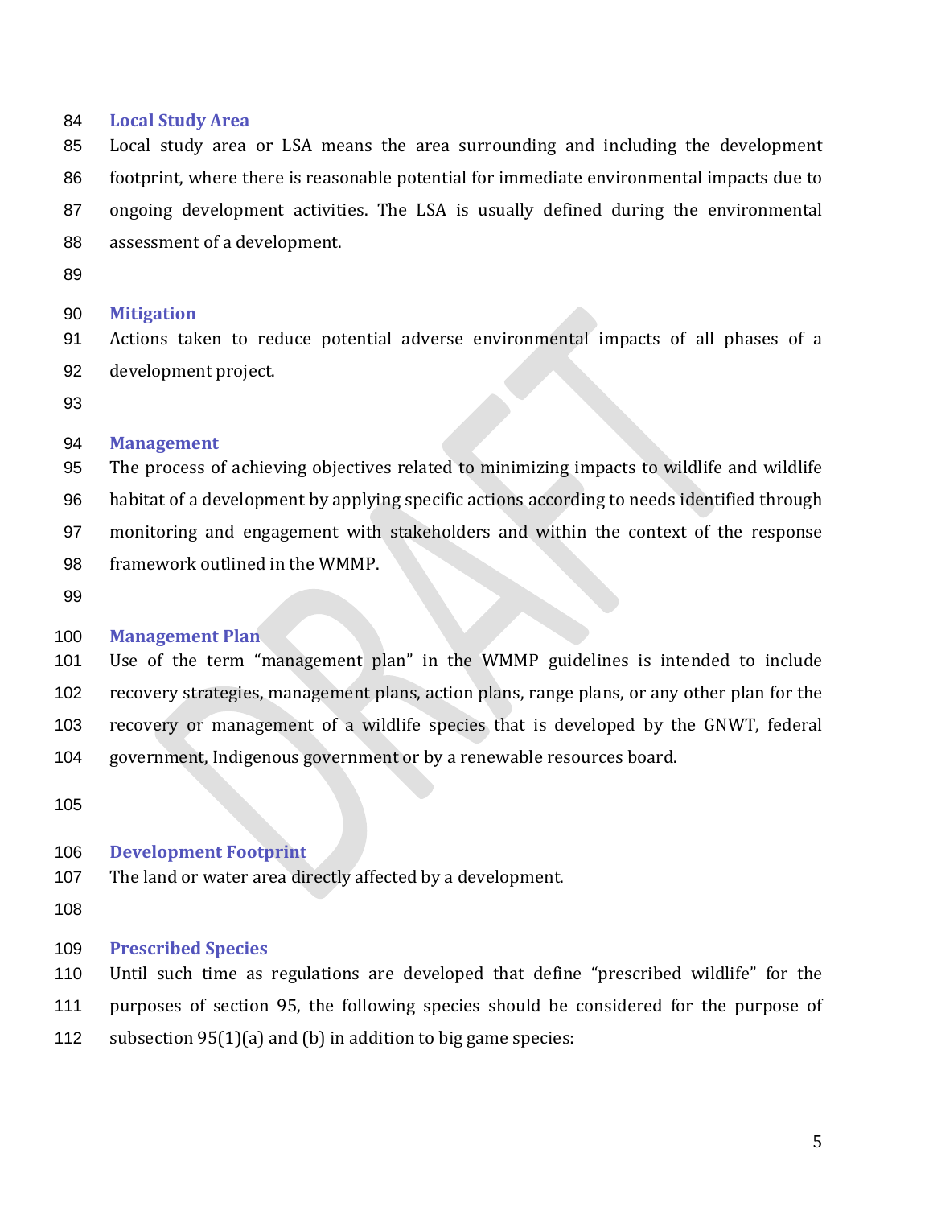### Local Study Area

Local study area or LSA means the area surrounding and including the development footprint, where there is reasonable potential for immediate environmental impacts due to ongoing development activities. The LSA is usually defined during the environmental assessment of a development.

### Mitigation

Actions taken to reduce potential adverse environmental impacts of all phases of a development project.

### Management

The process of achieving objectives related to minimizing impacts to wildlife and wildlife habitat of a development by applying specific actions according to needs identified through monitoring and engagement with stakeholders and within the context of the response framework outlined in the WMMP.

### Management Plan

Use of the term "management plan" in the WMMP guidelines is intended to include recovery strategies, management plans, action plans, range plans, or any other plan for the recovery or management of a wildlife species that is developed by the GNWT, federal government, Indigenous government or by a renewable resources board.

### Development Footprint

The land or water area directly affected by a development.

### Prescribed Species

Until such time as regulations are developed that define "prescribed wildlife" for the purposes of section 95, the following species should be considered for the purpose of subsection 95(1)(a) and (b) in addition to big game species: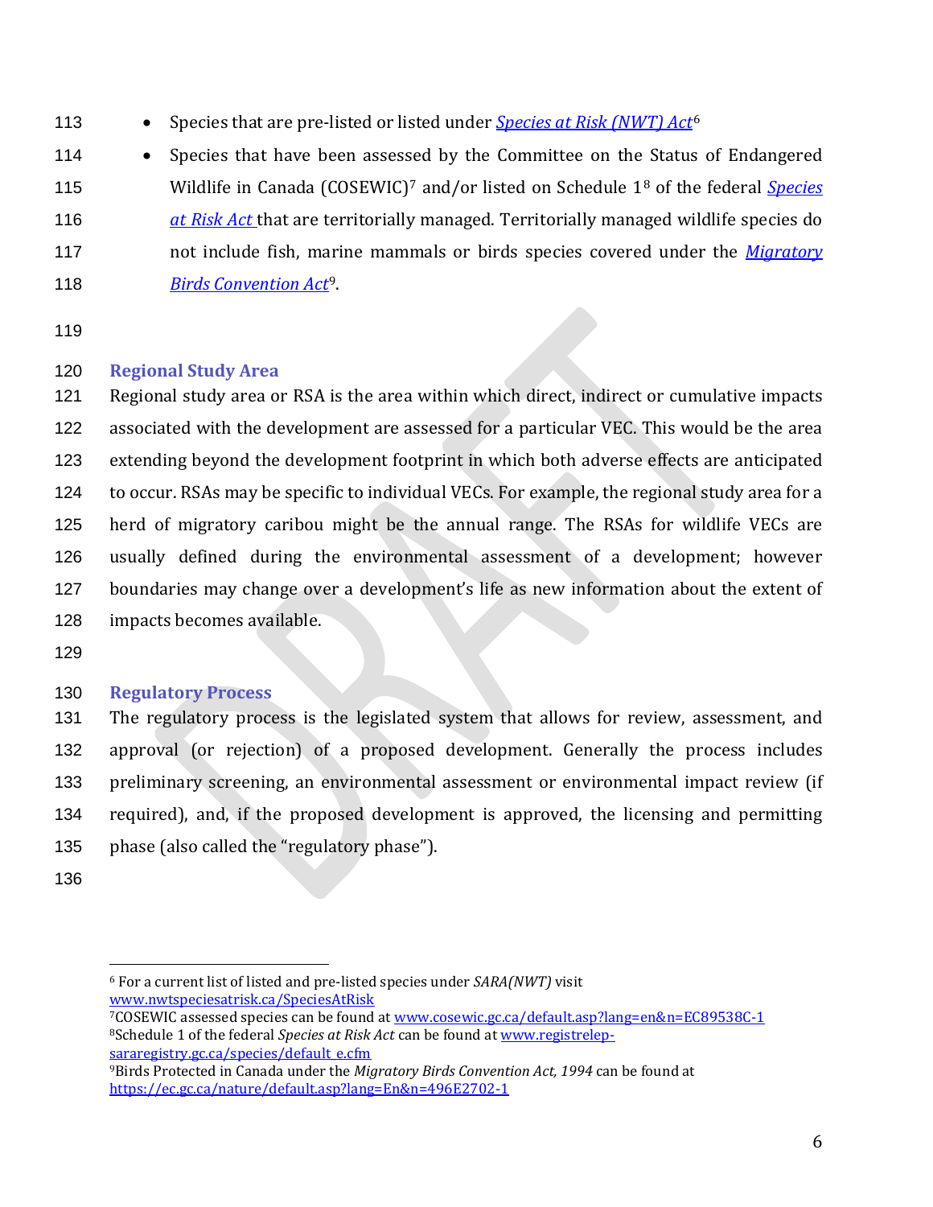- Species that are pre-listed or listed under *Species at Risk (NWT) Act*[6]
- Species that have been assessed by the Committee on the Status of Endangered Wildlife in Canada (COSEWIC)[7] and/or listed on Schedule 1[8] of the federal *Species at Risk Act* that are territorially managed. Territorially managed wildlife species do not include fish, marine mammals or birds species covered under the *Migratory Birds Convention Act*[9].

## Regional Study Area

Regional study area or RSA is the area within which direct, indirect or cumulative impacts associated with the development are assessed for a particular VEC. This would be the area extending beyond the development footprint in which both adverse effects are anticipated to occur. RSAs may be specific to individual VECs. For example, the regional study area for a herd of migratory caribou might be the annual range. The RSAs for wildlife VECs are usually defined during the environmental assessment of a development; however boundaries may change over a development's life as new information about the extent of impacts becomes available.

## Regulatory Process

The regulatory process is the legislated system that allows for review, assessment, and approval (or rejection) of a proposed development. Generally the process includes preliminary screening, an environmental assessment or environmental impact review (if required), and, if the proposed development is approved, the licensing and permitting phase (also called the "regulatory phase").

---

[6] For a current list of listed and pre-listed species under *SARA(NWT)* visit www.nwtspeciesatrisk.ca/SpeciesAtRisk

[7] COSEWIC assessed species can be found at www.cosewic.gc.ca/default.asp?lang=en&n=EC89538C-1

[8] Schedule 1 of the federal *Species at Risk Act* can be found at www.registrelep-sararegistry.gc.ca/species/default_e.cfm

[9] Birds Protected in Canada under the *Migratory Birds Convention Act, 1994* can be found at https://ec.gc.ca/nature/default.asp?lang=En&n=496E2702-1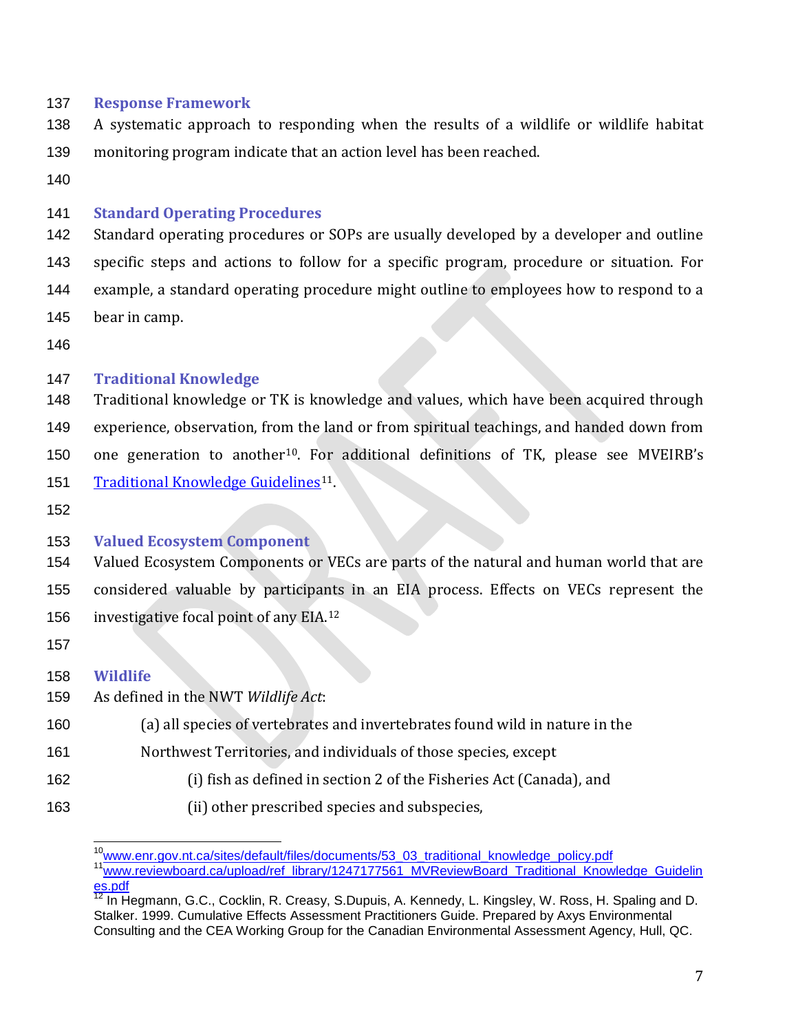### Response Framework

A systematic approach to responding when the results of a wildlife or wildlife habitat monitoring program indicate that an action level has been reached.

### Standard Operating Procedures

Standard operating procedures or SOPs are usually developed by a developer and outline specific steps and actions to follow for a specific program, procedure or situation. For example, a standard operating procedure might outline to employees how to respond to a bear in camp.

### Traditional Knowledge

Traditional knowledge or TK is knowledge and values, which have been acquired through experience, observation, from the land or from spiritual teachings, and handed down from one generation to another[10]. For additional definitions of TK, please see MVEIRB's [Traditional Knowledge Guidelines](www.reviewboard.ca/upload/ref_library/1247177561_MVReviewBoard_Traditional_Knowledge_Guidelines.pdf)[11].

### Valued Ecosystem Component

Valued Ecosystem Components or VECs are parts of the natural and human world that are considered valuable by participants in an EIA process. Effects on VECs represent the investigative focal point of any EIA.[12]

### Wildlife

As defined in the NWT *Wildlife Act*:

> (a) all species of vertebrates and invertebrates found wild in nature in the Northwest Territories, and individuals of those species, except
>
> > (i) fish as defined in section 2 of the Fisheries Act (Canada), and
> >
> > (ii) other prescribed species and subspecies,

---

[10] www.enr.gov.nt.ca/sites/default/files/documents/53_03_traditional_knowledge_policy.pdf

[11] www.reviewboard.ca/upload/ref_library/1247177561_MVReviewBoard_Traditional_Knowledge_Guidelines.pdf

[12] In Hegmann, G.C., Cocklin, R. Creasy, S.Dupuis, A. Kennedy, L. Kingsley, W. Ross, H. Spaling and D. Stalker. 1999. Cumulative Effects Assessment Practitioners Guide. Prepared by Axys Environmental Consulting and the CEA Working Group for the Canadian Environmental Assessment Agency, Hull, QC.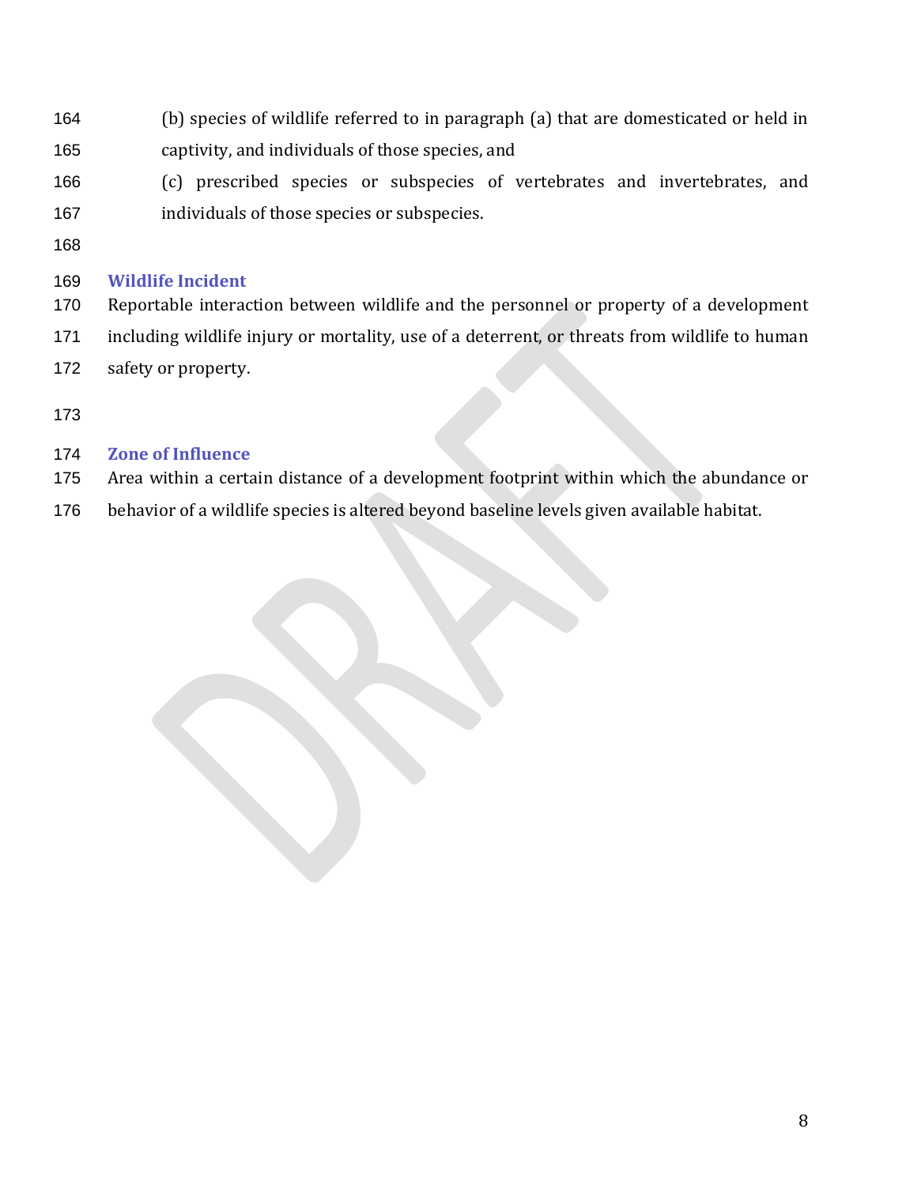(b) species of wildlife referred to in paragraph (a) that are domesticated or held in captivity, and individuals of those species, and

(c) prescribed species or subspecies of vertebrates and invertebrates, and individuals of those species or subspecies.

### Wildlife Incident

Reportable interaction between wildlife and the personnel or property of a development including wildlife injury or mortality, use of a deterrent, or threats from wildlife to human safety or property.

### Zone of Influence

Area within a certain distance of a development footprint within which the abundance or behavior of a wildlife species is altered beyond baseline levels given available habitat.